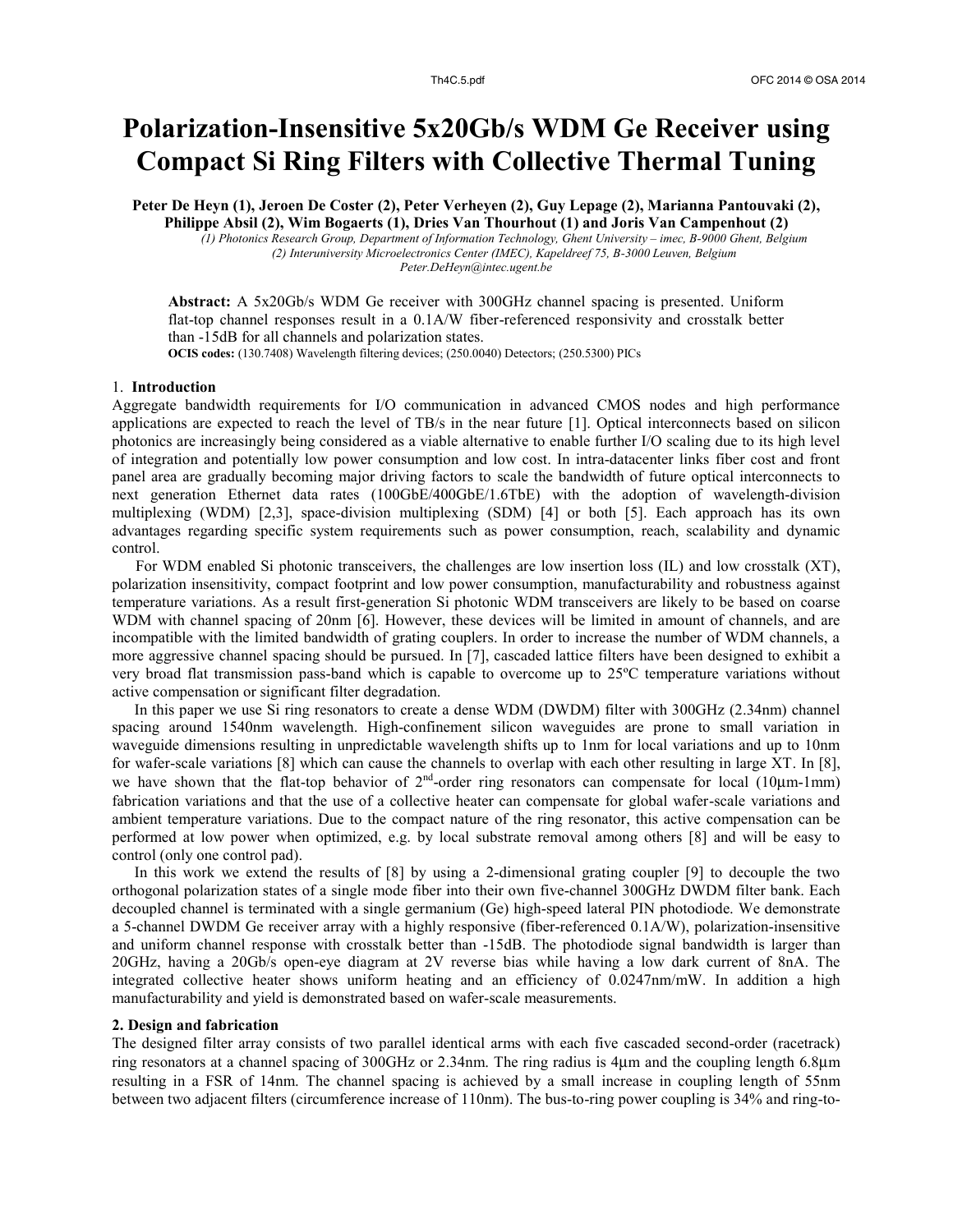# Polarization-Insensitive 5x20Gb/s WDM Ge Receiver using Compact Si Ring Filters with Collective Thermal Tuning

**Peter De Heyn (1), Jeroen De Coster (2), Peter Verheyen (2), Guy Lepage (2), Marianna Pantouvaki (2), Philippe Absil (2), Wim Bogaerts (1), Dries Van Thourhout (1) and Joris Van Campenhout (2)**

*(1) Photonics Research Group, Department of Information Technology, Ghent University – imec, B-9000 Ghent, Belgium*
*(2) Interuniversity Microelectronics Center (IMEC), Kapeldreef 75, B-3000 Leuven, Belgium*
*Peter.DeHeyn@intec.ugent.be*

**Abstract:** A 5x20Gb/s WDM Ge receiver with 300GHz channel spacing is presented. Uniform flat-top channel responses result in a 0.1A/W fiber-referenced responsivity and crosstalk better than -15dB for all channels and polarization states.
**OCIS codes:** (130.7408) Wavelength filtering devices; (250.0040) Detectors; (250.5300) PICs

## 1. Introduction

Aggregate bandwidth requirements for I/O communication in advanced CMOS nodes and high performance applications are expected to reach the level of TB/s in the near future [1]. Optical interconnects based on silicon photonics are increasingly being considered as a viable alternative to enable further I/O scaling due to its high level of integration and potentially low power consumption and low cost. In intra-datacenter links fiber cost and front panel area are gradually becoming major driving factors to scale the bandwidth of future optical interconnects to next generation Ethernet data rates (100GbE/400GbE/1.6TbE) with the adoption of wavelength-division multiplexing (WDM) [2,3], space-division multiplexing (SDM) [4] or both [5]. Each approach has its own advantages regarding specific system requirements such as power consumption, reach, scalability and dynamic control.

For WDM enabled Si photonic transceivers, the challenges are low insertion loss (IL) and low crosstalk (XT), polarization insensitivity, compact footprint and low power consumption, manufacturability and robustness against temperature variations. As a result first-generation Si photonic WDM transceivers are likely to be based on coarse WDM with channel spacing of 20nm [6]. However, these devices will be limited in amount of channels, and are incompatible with the limited bandwidth of grating couplers. In order to increase the number of WDM channels, a more aggressive channel spacing should be pursued. In [7], cascaded lattice filters have been designed to exhibit a very broad flat transmission pass-band which is capable to overcome up to 25ºC temperature variations without active compensation or significant filter degradation.

In this paper we use Si ring resonators to create a dense WDM (DWDM) filter with 300GHz (2.34nm) channel spacing around 1540nm wavelength. High-confinement silicon waveguides are prone to small variation in waveguide dimensions resulting in unpredictable wavelength shifts up to 1nm for local variations and up to 10nm for wafer-scale variations [8] which can cause the channels to overlap with each other resulting in large XT. In [8], we have shown that the flat-top behavior of 2[nd]-order ring resonators can compensate for local (10µm-1mm) fabrication variations and that the use of a collective heater can compensate for global wafer-scale variations and ambient temperature variations. Due to the compact nature of the ring resonator, this active compensation can be performed at low power when optimized, e.g. by local substrate removal among others [8] and will be easy to control (only one control pad).

In this work we extend the results of [8] by using a 2-dimensional grating coupler [9] to decouple the two orthogonal polarization states of a single mode fiber into their own five-channel 300GHz DWDM filter bank. Each decoupled channel is terminated with a single germanium (Ge) high-speed lateral PIN photodiode. We demonstrate a 5-channel DWDM Ge receiver array with a highly responsive (fiber-referenced 0.1A/W), polarization-insensitive and uniform channel response with crosstalk better than -15dB. The photodiode signal bandwidth is larger than 20GHz, having a 20Gb/s open-eye diagram at 2V reverse bias while having a low dark current of 8nA. The integrated collective heater shows uniform heating and an efficiency of 0.0247nm/mW. In addition a high manufacturability and yield is demonstrated based on wafer-scale measurements.

## 2. Design and fabrication

The designed filter array consists of two parallel identical arms with each five cascaded second-order (racetrack) ring resonators at a channel spacing of 300GHz or 2.34nm. The ring radius is 4µm and the coupling length 6.8µm resulting in a FSR of 14nm. The channel spacing is achieved by a small increase in coupling length of 55nm between two adjacent filters (circumference increase of 110nm). The bus-to-ring power coupling is 34% and ring-to-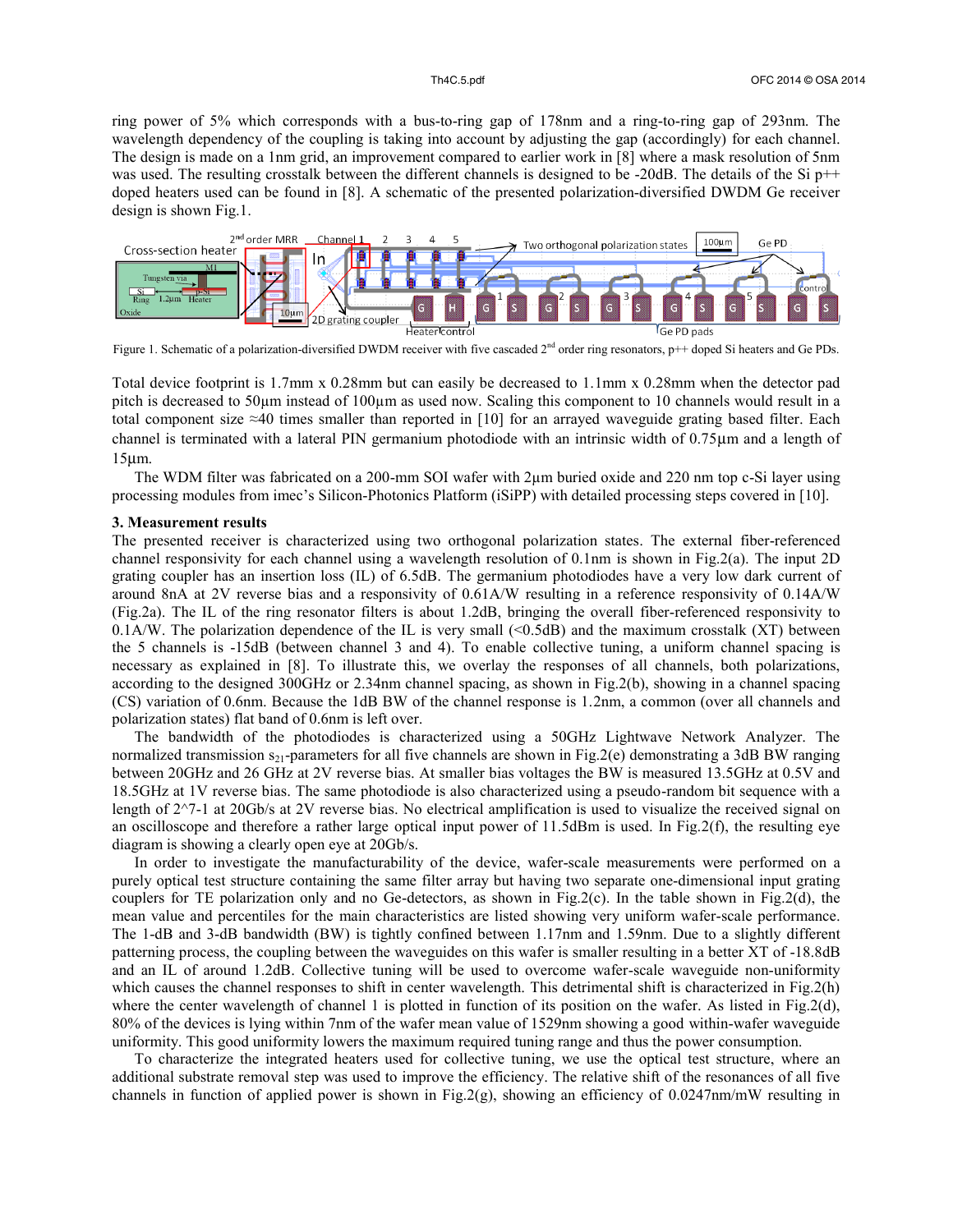ring power of 5% which corresponds with a bus-to-ring gap of 178nm and a ring-to-ring gap of 293nm. The wavelength dependency of the coupling is taking into account by adjusting the gap (accordingly) for each channel. The design is made on a 1nm grid, an improvement compared to earlier work in [8] where a mask resolution of 5nm was used. The resulting crosstalk between the different channels is designed to be -20dB. The details of the Si p++ doped heaters used can be found in [8]. A schematic of the presented polarization-diversified DWDM Ge receiver design is shown Fig.1.

Figure 1. Schematic of a polarization-diversified DWDM receiver with five cascaded 2nd order ring resonators, p++ doped Si heaters and Ge PDs.

Total device footprint is 1.7mm x 0.28mm but can easily be decreased to 1.1mm x 0.28mm when the detector pad pitch is decreased to 50µm instead of 100µm as used now. Scaling this component to 10 channels would result in a total component size ≈40 times smaller than reported in [10] for an arrayed waveguide grating based filter. Each channel is terminated with a lateral PIN germanium photodiode with an intrinsic width of 0.75µm and a length of 15µm.

The WDM filter was fabricated on a 200-mm SOI wafer with 2µm buried oxide and 220 nm top c-Si layer using processing modules from imec's Silicon-Photonics Platform (iSiPP) with detailed processing steps covered in [10].

### 3. Measurement results

The presented receiver is characterized using two orthogonal polarization states. The external fiber-referenced channel responsivity for each channel using a wavelength resolution of 0.1nm is shown in Fig.2(a). The input 2D grating coupler has an insertion loss (IL) of 6.5dB. The germanium photodiodes have a very low dark current of around 8nA at 2V reverse bias and a responsivity of 0.61A/W resulting in a reference responsivity of 0.14A/W (Fig.2a). The IL of the ring resonator filters is about 1.2dB, bringing the overall fiber-referenced responsivity to 0.1A/W. The polarization dependence of the IL is very small (<0.5dB) and the maximum crosstalk (XT) between the 5 channels is -15dB (between channel 3 and 4). To enable collective tuning, a uniform channel spacing is necessary as explained in [8]. To illustrate this, we overlay the responses of all channels, both polarizations, according to the designed 300GHz or 2.34nm channel spacing, as shown in Fig.2(b), showing in a channel spacing (CS) variation of 0.6nm. Because the 1dB BW of the channel response is 1.2nm, a common (over all channels and polarization states) flat band of 0.6nm is left over.

The bandwidth of the photodiodes is characterized using a 50GHz Lightwave Network Analyzer. The normalized transmission $s_{21}$-parameters for all five channels are shown in Fig.2(e) demonstrating a 3dB BW ranging between 20GHz and 26 GHz at 2V reverse bias. At smaller bias voltages the BW is measured 13.5GHz at 0.5V and 18.5GHz at 1V reverse bias. The same photodiode is also characterized using a pseudo-random bit sequence with a length of 2^7-1 at 20Gb/s at 2V reverse bias. No electrical amplification is used to visualize the received signal on an oscilloscope and therefore a rather large optical input power of 11.5dBm is used. In Fig.2(f), the resulting eye diagram is showing a clearly open eye at 20Gb/s.

In order to investigate the manufacturability of the device, wafer-scale measurements were performed on a purely optical test structure containing the same filter array but having two separate one-dimensional input grating couplers for TE polarization only and no Ge-detectors, as shown in Fig.2(c). In the table shown in Fig.2(d), the mean value and percentiles for the main characteristics are listed showing very uniform wafer-scale performance. The 1-dB and 3-dB bandwidth (BW) is tightly confined between 1.17nm and 1.59nm. Due to a slightly different patterning process, the coupling between the waveguides on this wafer is smaller resulting in a better XT of -18.8dB and an IL of around 1.2dB. Collective tuning will be used to overcome wafer-scale waveguide non-uniformity which causes the channel responses to shift in center wavelength. This detrimental shift is characterized in Fig.2(h) where the center wavelength of channel 1 is plotted in function of its position on the wafer. As listed in Fig.2(d), 80% of the devices is lying within 7nm of the wafer mean value of 1529nm showing a good within-wafer waveguide uniformity. This good uniformity lowers the maximum required tuning range and thus the power consumption.

To characterize the integrated heaters used for collective tuning, we use the optical test structure, where an additional substrate removal step was used to improve the efficiency. The relative shift of the resonances of all five channels in function of applied power is shown in Fig.2(g), showing an efficiency of 0.0247nm/mW resulting in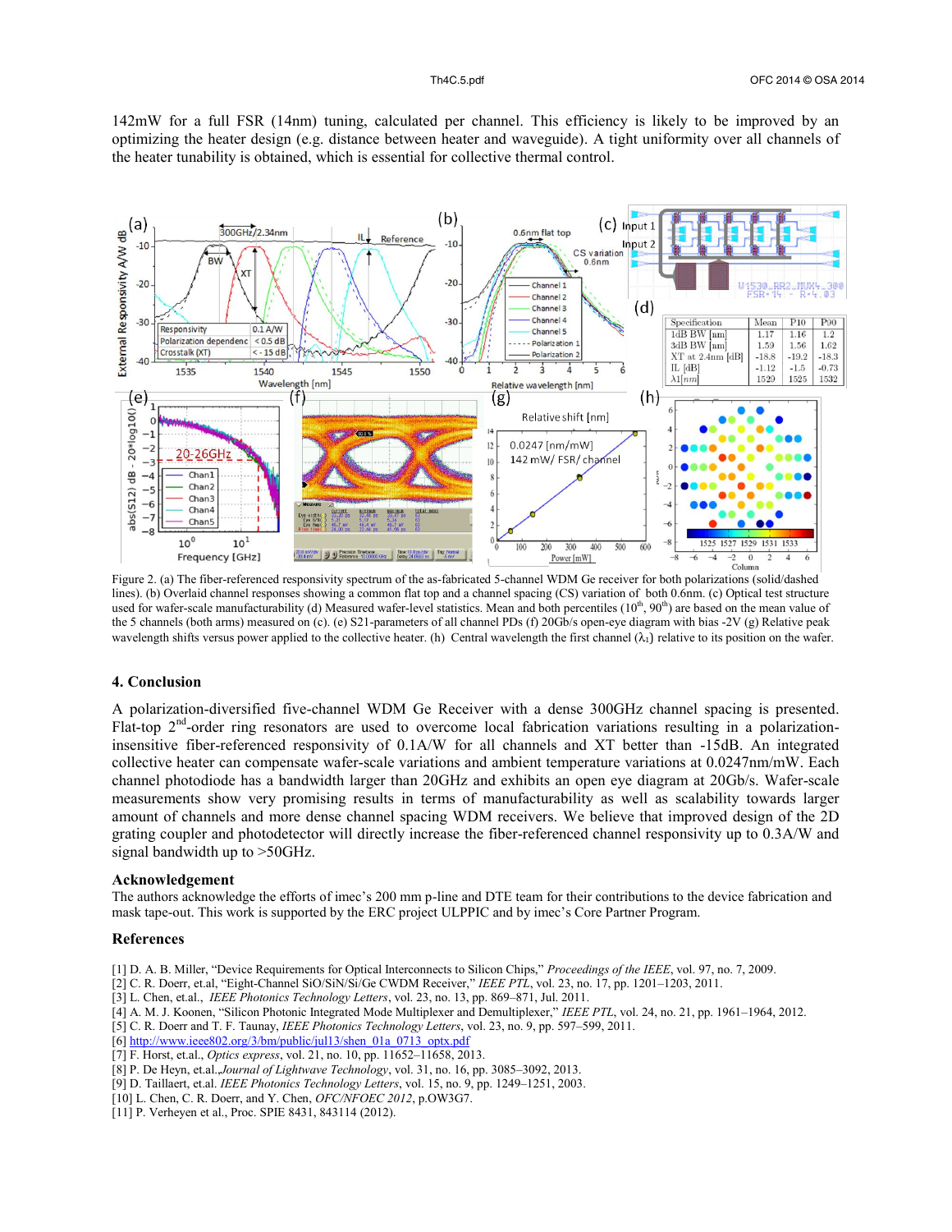142mW for a full FSR (14nm) tuning, calculated per channel. This efficiency is likely to be improved by an optimizing the heater design (e.g. distance between heater and waveguide). A tight uniformity over all channels of the heater tunability is obtained, which is essential for collective thermal control.

(a)
300GHz/2.34nm
IL
Reference
BW
XT
External Responsivity A/W dB
Responsivity 0.1 A/W
Polarization dependenc < 0.5 dB
Crosstalk (XT) < - 15 dB
1535 1540 1545 1550
Wavelength [nm]

(b)
0.6nm flat top
CS variation 0.6nm
Channel 1
Channel 2
Channel 3
Channel 4
Channel 5
Polarization 1
Polarization 2
Relative wavelength [nm]

(c)
Input 1
Input 2

(d)

| Specification | Mean | P10 | P90 |
|---|---|---|---|
| 1dB BW [nm] | 1.17 | 1.16 | 1.2 |
| 3dB BW [nm] | 1.59 | 1.56 | 1.62 |
| XT at 2.4nm [dB] | -18.8 | -19.2 | -18.3 |
| IL [dB] | -1.12 | -1.5 | -0.73 |
| $\lambda_1$[nm] | 1529 | 1525 | 1532 |

(e)
abs(S12) dB - 20*log10()
20-26GHz
Chan1
Chan2
Chan3
Chan4
Chan5
Frequency [GHz]

(f)

(g)
Relative shift [nm]
0.0247 [nm/mW]
142 mW/ FSR/ channel
Power [mW]

(h)
1525 1527 1529 1531 1533
Column

Figure 2. (a) The fiber-referenced responsivity spectrum of the as-fabricated 5-channel WDM Ge receiver for both polarizations (solid/dashed lines). (b) Overlaid channel responses showing a common flat top and a channel spacing (CS) variation of both 0.6nm. (c) Optical test structure used for wafer-scale manufacturability (d) Measured wafer-level statistics. Mean and both percentiles (10th, 90th) are based on the mean value of the 5 channels (both arms) measured on (c). (e) S21-parameters of all channel PDs (f) 20Gb/s open-eye diagram with bias -2V (g) Relative peak wavelength shifts versus power applied to the collective heater. (h) Central wavelength the first channel ($\lambda_1$) relative to its position on the wafer.

## 4. Conclusion

A polarization-diversified five-channel WDM Ge Receiver with a dense 300GHz channel spacing is presented. Flat-top 2nd-order ring resonators are used to overcome local fabrication variations resulting in a polarization-insensitive fiber-referenced responsivity of 0.1A/W for all channels and XT better than -15dB. An integrated collective heater can compensate wafer-scale variations and ambient temperature variations at 0.0247nm/mW. Each channel photodiode has a bandwidth larger than 20GHz and exhibits an open eye diagram at 20Gb/s. Wafer-scale measurements show very promising results in terms of manufacturability as well as scalability towards larger amount of channels and more dense channel spacing WDM receivers. We believe that improved design of the 2D grating coupler and photodetector will directly increase the fiber-referenced channel responsivity up to 0.3A/W and signal bandwidth up to >50GHz.

### Acknowledgement

The authors acknowledge the efforts of imec's 200 mm p-line and DTE team for their contributions to the device fabrication and mask tape-out. This work is supported by the ERC project ULPPIC and by imec's Core Partner Program.

### References

[1] D. A. B. Miller, "Device Requirements for Optical Interconnects to Silicon Chips," *Proceedings of the IEEE*, vol. 97, no. 7, 2009.
[2] C. R. Doerr, et.al, "Eight-Channel SiO/SiN/Si/Ge CWDM Receiver," *IEEE PTL*, vol. 23, no. 17, pp. 1201–1203, 2011.
[3] L. Chen, et.al., *IEEE Photonics Technology Letters*, vol. 23, no. 13, pp. 869–871, Jul. 2011.
[4] A. M. J. Koonen, "Silicon Photonic Integrated Mode Multiplexer and Demultiplexer," *IEEE PTL*, vol. 24, no. 21, pp. 1961–1964, 2012.
[5] C. R. Doerr and T. F. Taunay, *IEEE Photonics Technology Letters*, vol. 23, no. 9, pp. 597–599, 2011.
[6] http://www.ieee802.org/3/bm/public/jul13/shen_01a_0713_optx.pdf
[7] F. Horst, et.al., *Optics express*, vol. 21, no. 10, pp. 11652–11658, 2013.
[8] P. De Heyn, et.al.,*Journal of Lightwave Technology*, vol. 31, no. 16, pp. 3085–3092, 2013.
[9] D. Taillaert, et.al. *IEEE Photonics Technology Letters*, vol. 15, no. 9, pp. 1249–1251, 2003.
[10] L. Chen, C. R. Doerr, and Y. Chen, *OFC/NFOEC 2012*, p.OW3G7.
[11] P. Verheyen et al., Proc. SPIE 8431, 843114 (2012).